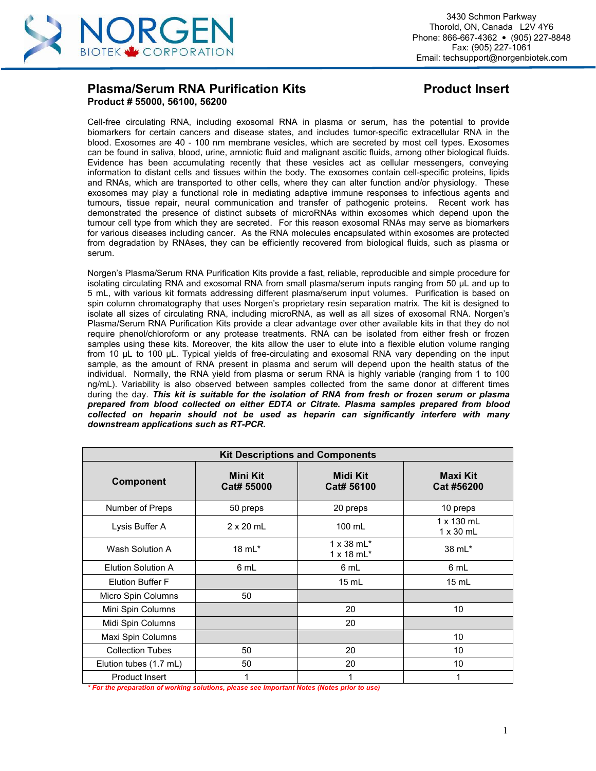NORGEN BIOTEK CORPORATION

3430 Schmon Parkway
Thorold, ON, Canada L2V 4Y6
Phone: 866-667-4362 • (905) 227-8848
Fax: (905) 227-1061
Email: techsupport@norgenbiotek.com

# Plasma/Serum RNA Purification Kits

**Product Insert**

**Product # 55000, 56100, 56200**

Cell-free circulating RNA, including exosomal RNA in plasma or serum, has the potential to provide biomarkers for certain cancers and disease states, and includes tumor-specific extracellular RNA in the blood. Exosomes are 40 - 100 nm membrane vesicles, which are secreted by most cell types. Exosomes can be found in saliva, blood, urine, amniotic fluid and malignant ascitic fluids, among other biological fluids. Evidence has been accumulating recently that these vesicles act as cellular messengers, conveying information to distant cells and tissues within the body. The exosomes contain cell-specific proteins, lipids and RNAs, which are transported to other cells, where they can alter function and/or physiology. These exosomes may play a functional role in mediating adaptive immune responses to infectious agents and tumours, tissue repair, neural communication and transfer of pathogenic proteins. Recent work has demonstrated the presence of distinct subsets of microRNAs within exosomes which depend upon the tumour cell type from which they are secreted. For this reason exosomal RNAs may serve as biomarkers for various diseases including cancer. As the RNA molecules encapsulated within exosomes are protected from degradation by RNAses, they can be efficiently recovered from biological fluids, such as plasma or serum.

Norgen's Plasma/Serum RNA Purification Kits provide a fast, reliable, reproducible and simple procedure for isolating circulating RNA and exosomal RNA from small plasma/serum inputs ranging from 50 µL and up to 5 mL, with various kit formats addressing different plasma/serum input volumes. Purification is based on spin column chromatography that uses Norgen's proprietary resin separation matrix. The kit is designed to isolate all sizes of circulating RNA, including microRNA, as well as all sizes of exosomal RNA. Norgen's Plasma/Serum RNA Purification Kits provide a clear advantage over other available kits in that they do not require phenol/chloroform or any protease treatments. RNA can be isolated from either fresh or frozen samples using these kits. Moreover, the kits allow the user to elute into a flexible elution volume ranging from 10 µL to 100 µL. Typical yields of free-circulating and exosomal RNA vary depending on the input sample, as the amount of RNA present in plasma and serum will depend upon the health status of the individual. Normally, the RNA yield from plasma or serum RNA is highly variable (ranging from 1 to 100 ng/mL). Variability is also observed between samples collected from the same donor at different times during the day. ***This kit is suitable for the isolation of RNA from fresh or frozen serum or plasma prepared from blood collected on either EDTA or Citrate. Plasma samples prepared from blood collected on heparin should not be used as heparin can significantly interfere with many downstream applications such as RT-PCR.***

**Kit Descriptions and Components**

| Component | Mini Kit Cat# 55000 | Midi Kit Cat# 56100 | Maxi Kit Cat #56200 |
|---|---|---|---|
| Number of Preps | 50 preps | 20 preps | 10 preps |
| Lysis Buffer A | 2 x 20 mL | 100 mL | 1 x 130 mL<br>1 x 30 mL |
| Wash Solution A | 18 mL* | 1 x 38 mL*<br>1 x 18 mL* | 38 mL* |
| Elution Solution A | 6 mL | 6 mL | 6 mL |
| Elution Buffer F | | 15 mL | 15 mL |
| Micro Spin Columns | 50 | | |
| Mini Spin Columns | | 20 | 10 |
| Midi Spin Columns | | 20 | |
| Maxi Spin Columns | | | 10 |
| Collection Tubes | 50 | 20 | 10 |
| Elution tubes (1.7 mL) | 50 | 20 | 10 |
| Product Insert | 1 | 1 | 1 |

*** For the preparation of working solutions, please see Important Notes (Notes prior to use)***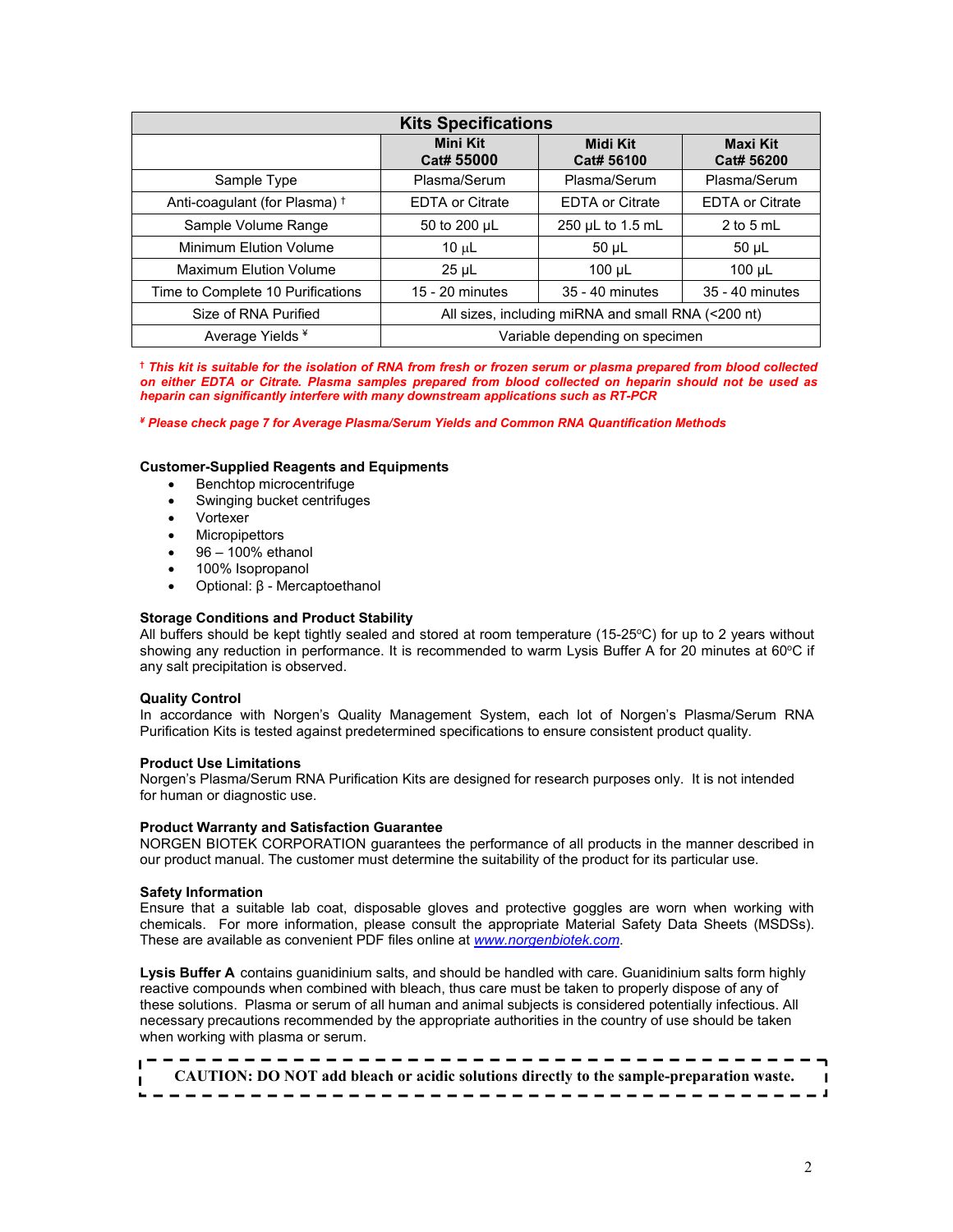| Kits Specifications | | | |
|---|---|---|---|
| | **Mini Kit Cat# 55000** | **Midi Kit Cat# 56100** | **Maxi Kit Cat# 56200** |
| Sample Type | Plasma/Serum | Plasma/Serum | Plasma/Serum |
| Anti-coagulant (for Plasma) † | EDTA or Citrate | EDTA or Citrate | EDTA or Citrate |
| Sample Volume Range | 50 to 200 µL | 250 µL to 1.5 mL | 2 to 5 mL |
| Minimum Elution Volume | 10 µL | 50 µL | 50 µL |
| Maximum Elution Volume | 25 µL | 100 µL | 100 µL |
| Time to Complete 10 Purifications | 15 - 20 minutes | 35 - 40 minutes | 35 - 40 minutes |
| Size of RNA Purified | All sizes, including miRNA and small RNA (<200 nt) | | |
| Average Yields ¥ | Variable depending on specimen | | |

***† This kit is suitable for the isolation of RNA from fresh or frozen serum or plasma prepared from blood collected on either EDTA or Citrate. Plasma samples prepared from blood collected on heparin should not be used as heparin can significantly interfere with many downstream applications such as RT-PCR***

***¥ Please check page 7 for Average Plasma/Serum Yields and Common RNA Quantification Methods***

**Customer-Supplied Reagents and Equipments**

- Benchtop microcentrifuge
- Swinging bucket centrifuges
- Vortexer
- Micropipettors
- 96 – 100% ethanol
- 100% Isopropanol
- Optional: β - Mercaptoethanol

**Storage Conditions and Product Stability**

All buffers should be kept tightly sealed and stored at room temperature (15-25°C) for up to 2 years without showing any reduction in performance. It is recommended to warm Lysis Buffer A for 20 minutes at 60°C if any salt precipitation is observed.

**Quality Control**

In accordance with Norgen's Quality Management System, each lot of Norgen's Plasma/Serum RNA Purification Kits is tested against predetermined specifications to ensure consistent product quality.

**Product Use Limitations**

Norgen's Plasma/Serum RNA Purification Kits are designed for research purposes only. It is not intended for human or diagnostic use.

**Product Warranty and Satisfaction Guarantee**

NORGEN BIOTEK CORPORATION guarantees the performance of all products in the manner described in our product manual. The customer must determine the suitability of the product for its particular use.

**Safety Information**

Ensure that a suitable lab coat, disposable gloves and protective goggles are worn when working with chemicals. For more information, please consult the appropriate Material Safety Data Sheets (MSDSs). These are available as convenient PDF files online at www.norgenbiotek.com.

**Lysis Buffer A** contains guanidinium salts, and should be handled with care. Guanidinium salts form highly reactive compounds when combined with bleach, thus care must be taken to properly dispose of any of these solutions. Plasma or serum of all human and animal subjects is considered potentially infectious. All necessary precautions recommended by the appropriate authorities in the country of use should be taken when working with plasma or serum.

**CAUTION: DO NOT add bleach or acidic solutions directly to the sample-preparation waste.**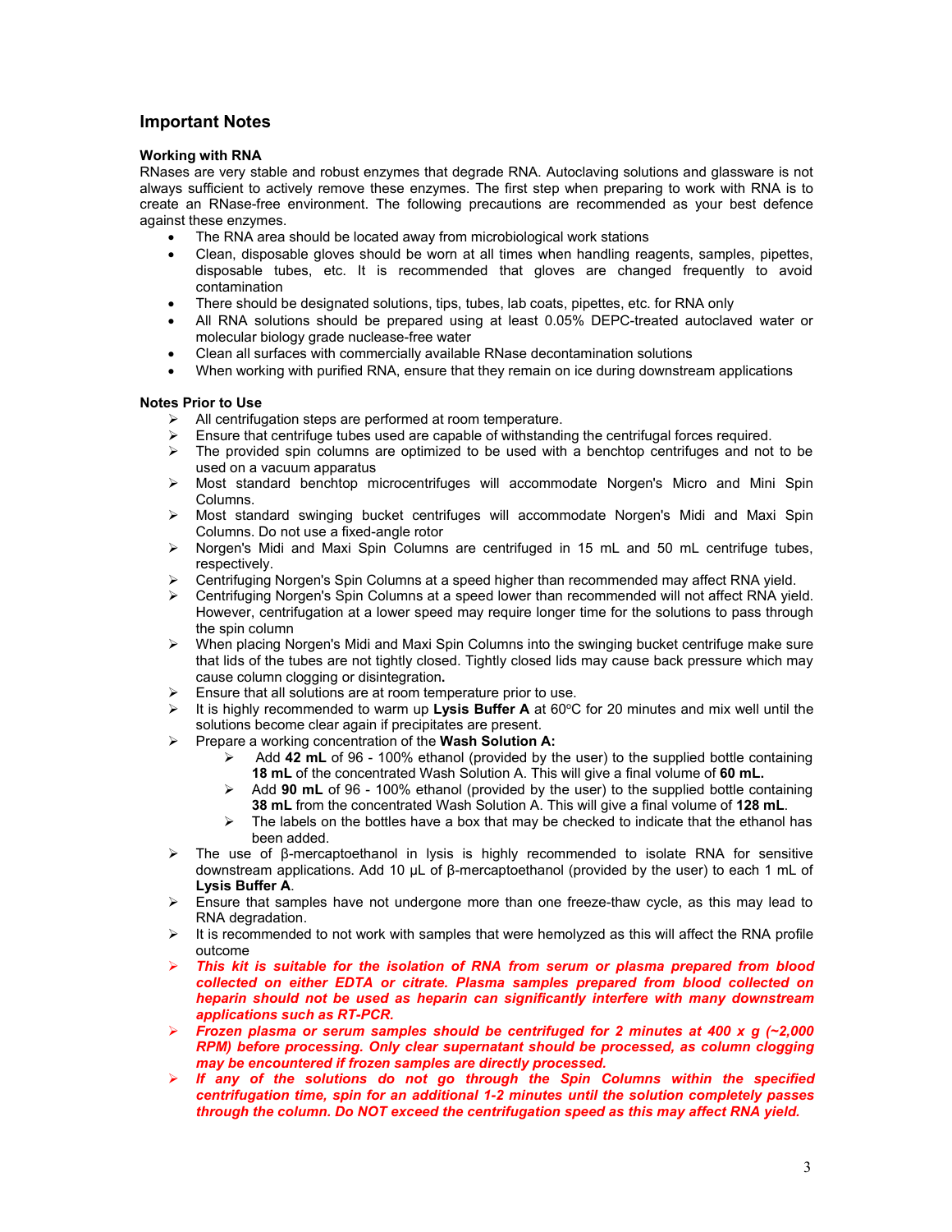## Important Notes

**Working with RNA**

RNases are very stable and robust enzymes that degrade RNA. Autoclaving solutions and glassware is not always sufficient to actively remove these enzymes. The first step when preparing to work with RNA is to create an RNase-free environment. The following precautions are recommended as your best defence against these enzymes.

- The RNA area should be located away from microbiological work stations
- Clean, disposable gloves should be worn at all times when handling reagents, samples, pipettes, disposable tubes, etc. It is recommended that gloves are changed frequently to avoid contamination
- There should be designated solutions, tips, tubes, lab coats, pipettes, etc. for RNA only
- All RNA solutions should be prepared using at least 0.05% DEPC-treated autoclaved water or molecular biology grade nuclease-free water
- Clean all surfaces with commercially available RNase decontamination solutions
- When working with purified RNA, ensure that they remain on ice during downstream applications

**Notes Prior to Use**

- All centrifugation steps are performed at room temperature.
- Ensure that centrifuge tubes used are capable of withstanding the centrifugal forces required.
- The provided spin columns are optimized to be used with a benchtop centrifuges and not to be used on a vacuum apparatus
- Most standard benchtop microcentrifuges will accommodate Norgen's Micro and Mini Spin Columns.
- Most standard swinging bucket centrifuges will accommodate Norgen's Midi and Maxi Spin Columns. Do not use a fixed-angle rotor
- Norgen's Midi and Maxi Spin Columns are centrifuged in 15 mL and 50 mL centrifuge tubes, respectively.
- Centrifuging Norgen's Spin Columns at a speed higher than recommended may affect RNA yield.
- Centrifuging Norgen's Spin Columns at a speed lower than recommended will not affect RNA yield. However, centrifugation at a lower speed may require longer time for the solutions to pass through the spin column
- When placing Norgen's Midi and Maxi Spin Columns into the swinging bucket centrifuge make sure that lids of the tubes are not tightly closed. Tightly closed lids may cause back pressure which may cause column clogging or disintegration**.**
- Ensure that all solutions are at room temperature prior to use.
- It is highly recommended to warm up **Lysis Buffer A** at 60°C for 20 minutes and mix well until the solutions become clear again if precipitates are present.
- Prepare a working concentration of the **Wash Solution A:**
  - Add **42 mL** of 96 - 100% ethanol (provided by the user) to the supplied bottle containing **18 mL** of the concentrated Wash Solution A. This will give a final volume of **60 mL.**
  - Add **90 mL** of 96 - 100% ethanol (provided by the user) to the supplied bottle containing **38 mL** from the concentrated Wash Solution A. This will give a final volume of **128 mL**.
  - The labels on the bottles have a box that may be checked to indicate that the ethanol has been added.
- The use of β-mercaptoethanol in lysis is highly recommended to isolate RNA for sensitive downstream applications. Add 10 µL of β-mercaptoethanol (provided by the user) to each 1 mL of **Lysis Buffer A**.
- Ensure that samples have not undergone more than one freeze-thaw cycle, as this may lead to RNA degradation.
- It is recommended to not work with samples that were hemolyzed as this will affect the RNA profile outcome
- ***This kit is suitable for the isolation of RNA from serum or plasma prepared from blood collected on either EDTA or citrate. Plasma samples prepared from blood collected on heparin should not be used as heparin can significantly interfere with many downstream applications such as RT-PCR.***
- ***Frozen plasma or serum samples should be centrifuged for 2 minutes at 400 x g (~2,000 RPM) before processing. Only clear supernatant should be processed, as column clogging may be encountered if frozen samples are directly processed.***
- ***If any of the solutions do not go through the Spin Columns within the specified centrifugation time, spin for an additional 1-2 minutes until the solution completely passes through the column. Do NOT exceed the centrifugation speed as this may affect RNA yield.***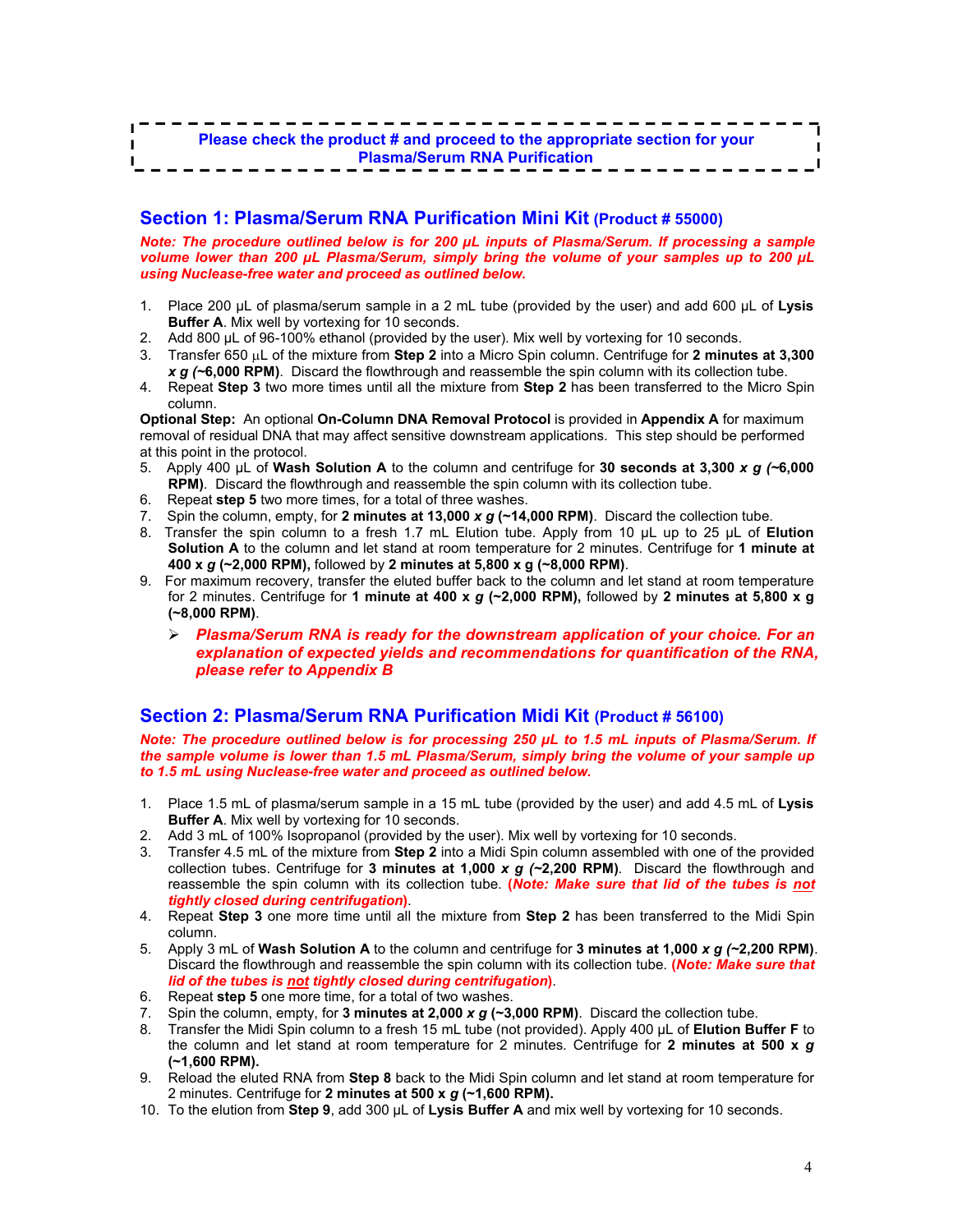**Please check the product # and proceed to the appropriate section for your Plasma/Serum RNA Purification**

## Section 1: Plasma/Serum RNA Purification Mini Kit (Product # 55000)

***Note: The procedure outlined below is for 200 µL inputs of Plasma/Serum. If processing a sample volume lower than 200 µL Plasma/Serum, simply bring the volume of your samples up to 200 µL using Nuclease-free water and proceed as outlined below.***

1. Place 200 µL of plasma/serum sample in a 2 mL tube (provided by the user) and add 600 µL of **Lysis Buffer A**. Mix well by vortexing for 10 seconds.
2. Add 800 µL of 96-100% ethanol (provided by the user). Mix well by vortexing for 10 seconds.
3. Transfer 650 µL of the mixture from **Step 2** into a Micro Spin column. Centrifuge for **2 minutes at 3,300 *x g* (~6,000 RPM)**. Discard the flowthrough and reassemble the spin column with its collection tube.
4. Repeat **Step 3** two more times until all the mixture from **Step 2** has been transferred to the Micro Spin column.

**Optional Step:** An optional **On-Column DNA Removal Protocol** is provided in **Appendix A** for maximum removal of residual DNA that may affect sensitive downstream applications. This step should be performed at this point in the protocol.

5. Apply 400 µL of **Wash Solution A** to the column and centrifuge for **30 seconds at 3,300 *x g* (~6,000 RPM)**. Discard the flowthrough and reassemble the spin column with its collection tube.
6. Repeat **step 5** two more times, for a total of three washes.
7. Spin the column, empty, for **2 minutes at 13,000 *x g* (~14,000 RPM)**. Discard the collection tube.
8. Transfer the spin column to a fresh 1.7 mL Elution tube. Apply from 10 µL up to 25 µL of **Elution Solution A** to the column and let stand at room temperature for 2 minutes. Centrifuge for **1 minute at 400 x *g* (~2,000 RPM),** followed by **2 minutes at 5,800 x g (~8,000 RPM)**.
9. For maximum recovery, transfer the eluted buffer back to the column and let stand at room temperature for 2 minutes. Centrifuge for **1 minute at 400 x *g* (~2,000 RPM),** followed by **2 minutes at 5,800 x g (~8,000 RPM)**.
   - ***Plasma/Serum RNA is ready for the downstream application of your choice. For an explanation of expected yields and recommendations for quantification of the RNA, please refer to Appendix B***

## Section 2: Plasma/Serum RNA Purification Midi Kit (Product # 56100)

***Note: The procedure outlined below is for processing 250 µL to 1.5 mL inputs of Plasma/Serum. If the sample volume is lower than 1.5 mL Plasma/Serum, simply bring the volume of your sample up to 1.5 mL using Nuclease-free water and proceed as outlined below.***

1. Place 1.5 mL of plasma/serum sample in a 15 mL tube (provided by the user) and add 4.5 mL of **Lysis Buffer A**. Mix well by vortexing for 10 seconds.
2. Add 3 mL of 100% Isopropanol (provided by the user). Mix well by vortexing for 10 seconds.
3. Transfer 4.5 mL of the mixture from **Step 2** into a Midi Spin column assembled with one of the provided collection tubes. Centrifuge for **3 minutes at 1,000 *x g* (~2,200 RPM)**. Discard the flowthrough and reassemble the spin column with its collection tube. (***Note: Make sure that lid of the tubes is not tightly closed during centrifugation***).
4. Repeat **Step 3** one more time until all the mixture from **Step 2** has been transferred to the Midi Spin column.
5. Apply 3 mL of **Wash Solution A** to the column and centrifuge for **3 minutes at 1,000 *x g* (~2,200 RPM)**. Discard the flowthrough and reassemble the spin column with its collection tube. (***Note: Make sure that lid of the tubes is not tightly closed during centrifugation***).
6. Repeat **step 5** one more time, for a total of two washes.
7. Spin the column, empty, for **3 minutes at 2,000 *x g* (~3,000 RPM)**. Discard the collection tube.
8. Transfer the Midi Spin column to a fresh 15 mL tube (not provided). Apply 400 µL of **Elution Buffer F** to the column and let stand at room temperature for 2 minutes. Centrifuge for **2 minutes at 500 x *g* (~1,600 RPM).**
9. Reload the eluted RNA from **Step 8** back to the Midi Spin column and let stand at room temperature for 2 minutes. Centrifuge for **2 minutes at 500 x *g* (~1,600 RPM).**
10. To the elution from **Step 9**, add 300 µL of **Lysis Buffer A** and mix well by vortexing for 10 seconds.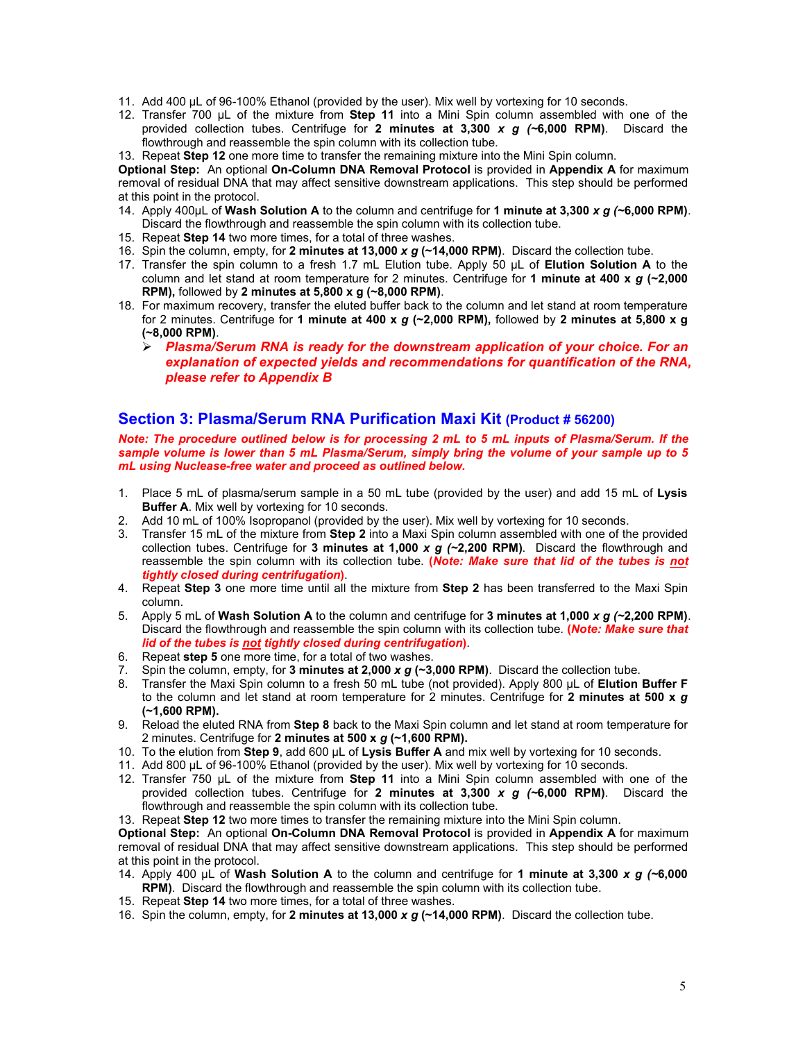11. Add 400 µL of 96-100% Ethanol (provided by the user). Mix well by vortexing for 10 seconds.
12. Transfer 700 µL of the mixture from **Step 11** into a Mini Spin column assembled with one of the provided collection tubes. Centrifuge for **2 minutes at 3,300 *x g* (~6,000 RPM)**. Discard the flowthrough and reassemble the spin column with its collection tube.
13. Repeat **Step 12** one more time to transfer the remaining mixture into the Mini Spin column.

**Optional Step:** An optional **On-Column DNA Removal Protocol** is provided in **Appendix A** for maximum removal of residual DNA that may affect sensitive downstream applications. This step should be performed at this point in the protocol.

14. Apply 400µL of **Wash Solution A** to the column and centrifuge for **1 minute at 3,300 *x g* (~6,000 RPM)**. Discard the flowthrough and reassemble the spin column with its collection tube.
15. Repeat **Step 14** two more times, for a total of three washes.
16. Spin the column, empty, for **2 minutes at 13,000 *x g* (~14,000 RPM)**. Discard the collection tube.
17. Transfer the spin column to a fresh 1.7 mL Elution tube. Apply 50 µL of **Elution Solution A** to the column and let stand at room temperature for 2 minutes. Centrifuge for **1 minute at 400 x *g* (~2,000 RPM),** followed by **2 minutes at 5,800 x g (~8,000 RPM)**.
18. For maximum recovery, transfer the eluted buffer back to the column and let stand at room temperature for 2 minutes. Centrifuge for **1 minute at 400 x g (~2,000 RPM),** followed by **2 minutes at 5,800 x g (~8,000 RPM)**.
    - ***Plasma/Serum RNA is ready for the downstream application of your choice. For an explanation of expected yields and recommendations for quantification of the RNA, please refer to Appendix B***

## Section 3: Plasma/Serum RNA Purification Maxi Kit (Product # 56200)

***Note: The procedure outlined below is for processing 2 mL to 5 mL inputs of Plasma/Serum. If the sample volume is lower than 5 mL Plasma/Serum, simply bring the volume of your sample up to 5 mL using Nuclease-free water and proceed as outlined below.***

1. Place 5 mL of plasma/serum sample in a 50 mL tube (provided by the user) and add 15 mL of **Lysis Buffer A**. Mix well by vortexing for 10 seconds.
2. Add 10 mL of 100% Isopropanol (provided by the user). Mix well by vortexing for 10 seconds.
3. Transfer 15 mL of the mixture from **Step 2** into a Maxi Spin column assembled with one of the provided collection tubes. Centrifuge for **3 minutes at 1,000 *x g* (~2,200 RPM)**. Discard the flowthrough and reassemble the spin column with its collection tube. **(*Note: Make sure that lid of the tubes is not tightly closed during centrifugation*)**.
4. Repeat **Step 3** one more time until all the mixture from **Step 2** has been transferred to the Maxi Spin column.
5. Apply 5 mL of **Wash Solution A** to the column and centrifuge for **3 minutes at 1,000 *x g* (~2,200 RPM)**. Discard the flowthrough and reassemble the spin column with its collection tube. **(*Note: Make sure that lid of the tubes is not tightly closed during centrifugation*)**.
6. Repeat **step 5** one more time, for a total of two washes.
7. Spin the column, empty, for **3 minutes at 2,000 *x g* (~3,000 RPM)**. Discard the collection tube.
8. Transfer the Maxi Spin column to a fresh 50 mL tube (not provided). Apply 800 µL of **Elution Buffer F** to the column and let stand at room temperature for 2 minutes. Centrifuge for **2 minutes at 500 x *g* (~1,600 RPM).**
9. Reload the eluted RNA from **Step 8** back to the Maxi Spin column and let stand at room temperature for 2 minutes. Centrifuge for **2 minutes at 500 x *g* (~1,600 RPM).**
10. To the elution from **Step 9**, add 600 µL of **Lysis Buffer A** and mix well by vortexing for 10 seconds.
11. Add 800 µL of 96-100% Ethanol (provided by the user). Mix well by vortexing for 10 seconds.
12. Transfer 750 µL of the mixture from **Step 11** into a Mini Spin column assembled with one of the provided collection tubes. Centrifuge for **2 minutes at 3,300 *x g* (~6,000 RPM)**. Discard the flowthrough and reassemble the spin column with its collection tube.
13. Repeat **Step 12** two more times to transfer the remaining mixture into the Mini Spin column.

**Optional Step:** An optional **On-Column DNA Removal Protocol** is provided in **Appendix A** for maximum removal of residual DNA that may affect sensitive downstream applications. This step should be performed at this point in the protocol.

14. Apply 400 µL of **Wash Solution A** to the column and centrifuge for **1 minute at 3,300 *x g* (~6,000 RPM)**. Discard the flowthrough and reassemble the spin column with its collection tube.
15. Repeat **Step 14** two more times, for a total of three washes.
16. Spin the column, empty, for **2 minutes at 13,000 *x g* (~14,000 RPM)**. Discard the collection tube.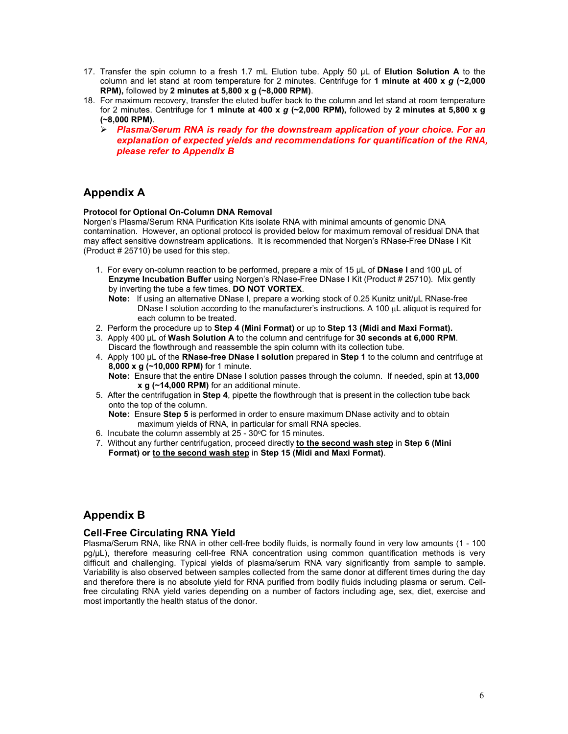17. Transfer the spin column to a fresh 1.7 mL Elution tube. Apply 50 µL of **Elution Solution A** to the column and let stand at room temperature for 2 minutes. Centrifuge for **1 minute at 400 x *g* (~2,000 RPM),** followed by **2 minutes at 5,800 x g (~8,000 RPM)**.
18. For maximum recovery, transfer the eluted buffer back to the column and let stand at room temperature for 2 minutes. Centrifuge for **1 minute at 400 x *g* (~2,000 RPM),** followed by **2 minutes at 5,800 x g (~8,000 RPM)**.
    - ***Plasma/Serum RNA is ready for the downstream application of your choice. For an explanation of expected yields and recommendations for quantification of the RNA, please refer to Appendix B***

## Appendix A

**Protocol for Optional On-Column DNA Removal**

Norgen's Plasma/Serum RNA Purification Kits isolate RNA with minimal amounts of genomic DNA contamination. However, an optional protocol is provided below for maximum removal of residual DNA that may affect sensitive downstream applications. It is recommended that Norgen's RNase-Free DNase I Kit (Product # 25710) be used for this step.

1. For every on-column reaction to be performed, prepare a mix of 15 µL of **DNase I** and 100 µL of **Enzyme Incubation Buffer** using Norgen's RNase-Free DNase I Kit (Product # 25710). Mix gently by inverting the tube a few times. **DO NOT VORTEX**.
   **Note:** If using an alternative DNase I, prepare a working stock of 0.25 Kunitz unit/µL RNase-free DNase I solution according to the manufacturer's instructions. A 100 µL aliquot is required for each column to be treated.
2. Perform the procedure up to **Step 4 (Mini Format)** or up to **Step 13 (Midi and Maxi Format).**
3. Apply 400 µL of **Wash Solution A** to the column and centrifuge for **30 seconds at 6,000 RPM**. Discard the flowthrough and reassemble the spin column with its collection tube.
4. Apply 100 µL of the **RNase-free DNase I solution** prepared in **Step 1** to the column and centrifuge at **8,000 x g (~10,000 RPM)** for 1 minute.
   **Note:** Ensure that the entire DNase I solution passes through the column. If needed, spin at **13,000 x g (~14,000 RPM)** for an additional minute.
5. After the centrifugation in **Step 4**, pipette the flowthrough that is present in the collection tube back onto the top of the column.
   **Note:** Ensure **Step 5** is performed in order to ensure maximum DNase activity and to obtain maximum yields of RNA, in particular for small RNA species.
6. Incubate the column assembly at 25 - 30°C for 15 minutes.
7. Without any further centrifugation, proceed directly **to the second wash step** in **Step 6 (Mini Format) or to the second wash step** in **Step 15 (Midi and Maxi Format)**.

## Appendix B

### Cell-Free Circulating RNA Yield

Plasma/Serum RNA, like RNA in other cell-free bodily fluids, is normally found in very low amounts (1 - 100 pg/µL), therefore measuring cell-free RNA concentration using common quantification methods is very difficult and challenging. Typical yields of plasma/serum RNA vary significantly from sample to sample. Variability is also observed between samples collected from the same donor at different times during the day and therefore there is no absolute yield for RNA purified from bodily fluids including plasma or serum. Cell-free circulating RNA yield varies depending on a number of factors including age, sex, diet, exercise and most importantly the health status of the donor.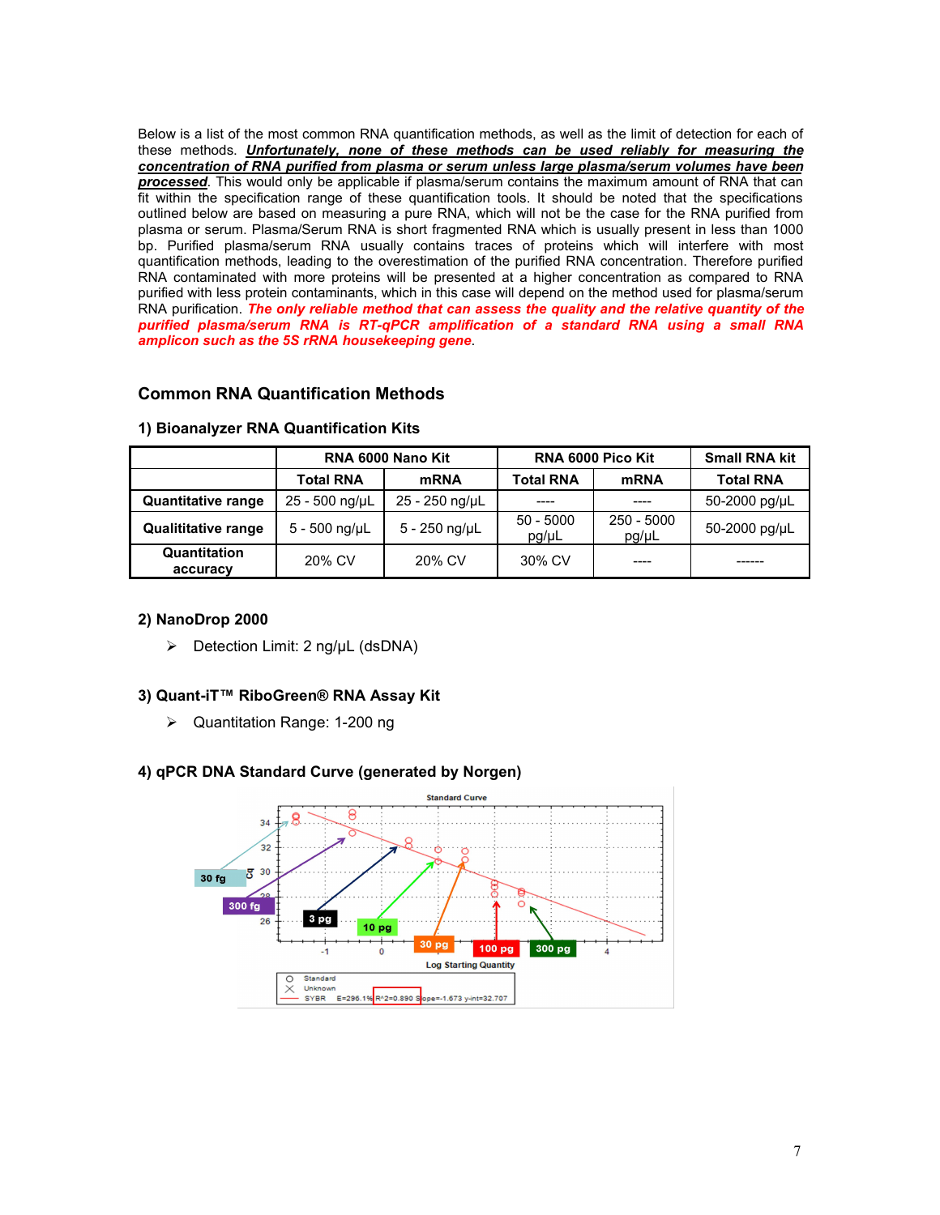Below is a list of the most common RNA quantification methods, as well as the limit of detection for each of these methods. ***Unfortunately, none of these methods can be used reliably for measuring the concentration of RNA purified from plasma or serum unless large plasma/serum volumes have been processed***. This would only be applicable if plasma/serum contains the maximum amount of RNA that can fit within the specification range of these quantification tools. It should be noted that the specifications outlined below are based on measuring a pure RNA, which will not be the case for the RNA purified from plasma or serum. Plasma/Serum RNA is short fragmented RNA which is usually present in less than 1000 bp. Purified plasma/serum RNA usually contains traces of proteins which will interfere with most quantification methods, leading to the overestimation of the purified RNA concentration. Therefore purified RNA contaminated with more proteins will be presented at a higher concentration as compared to RNA purified with less protein contaminants, which in this case will depend on the method used for plasma/serum RNA purification. ***The only reliable method that can assess the quality and the relative quantity of the purified plasma/serum RNA is RT-qPCR amplification of a standard RNA using a small RNA amplicon such as the 5S rRNA housekeeping gene***.

## Common RNA Quantification Methods

### 1) Bioanalyzer RNA Quantification Kits

| | RNA 6000 Nano Kit | | RNA 6000 Pico Kit | | Small RNA kit |
|---|---|---|---|---|---|
| | Total RNA | mRNA | Total RNA | mRNA | Total RNA |
| **Quantitative range** | 25 - 500 ng/µL | 25 - 250 ng/µL | ---- | ---- | 50-2000 pg/µL |
| **Qualititative range** | 5 - 500 ng/µL | 5 - 250 ng/µL | 50 - 5000 pg/µL | 250 - 5000 pg/µL | 50-2000 pg/µL |
| **Quantitation accuracy** | 20% CV | 20% CV | 30% CV | ---- | ------ |

### 2) NanoDrop 2000

- Detection Limit: 2 ng/µL (dsDNA)

### 3) Quant-iT™ RiboGreen® RNA Assay Kit

- Quantitation Range: 1-200 ng

### 4) qPCR DNA Standard Curve (generated by Norgen)

Standard Curve

30 fg, 300 fg, 3 pg, 10 pg, 30 pg, 100 pg, 300 pg

Log Starting Quantity

Standard · Unknown · SYBR E=296.1% $R^2$=0.890 Slope=-1.673 y-int=32.707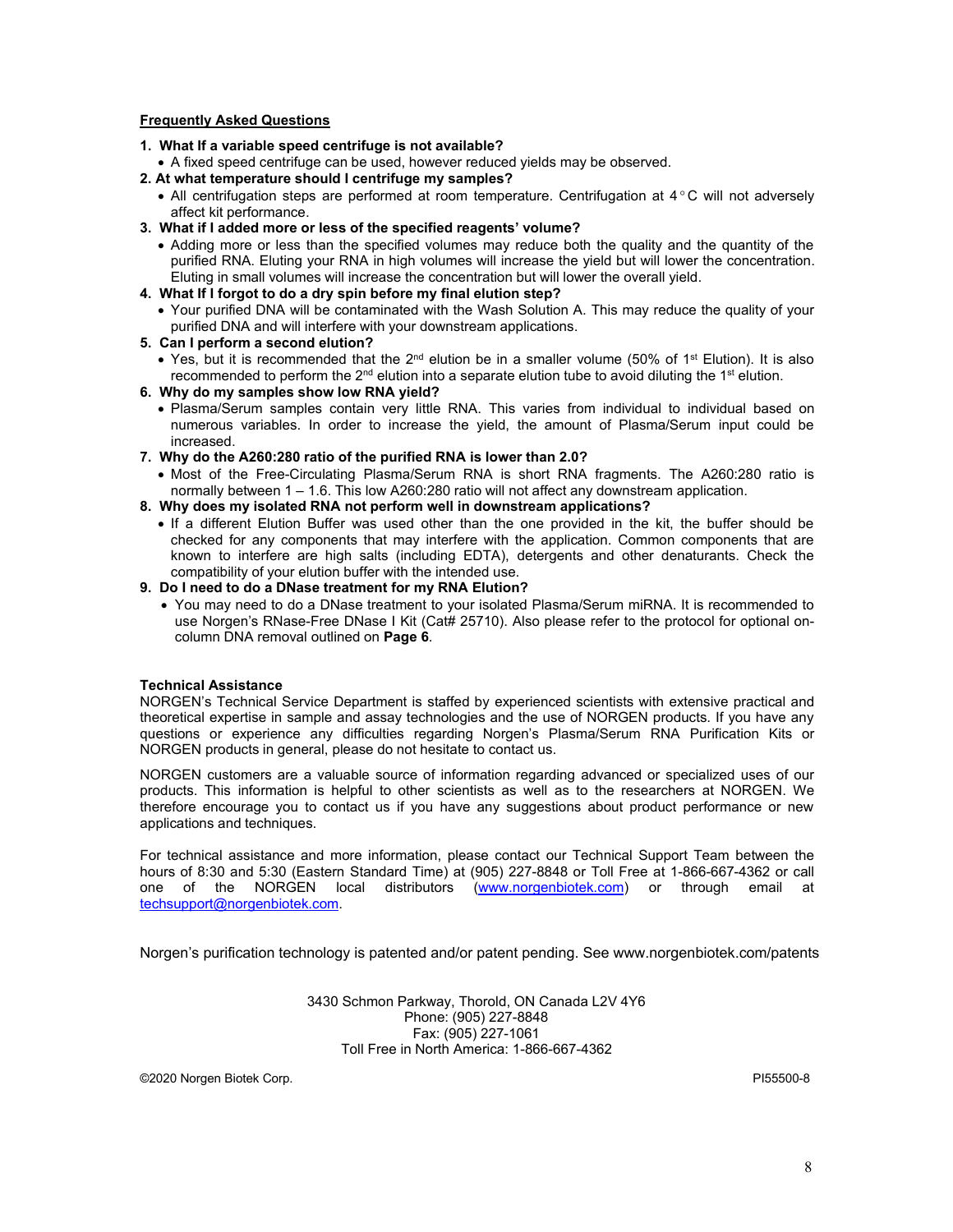## Frequently Asked Questions

**1. What If a variable speed centrifuge is not available?**
- A fixed speed centrifuge can be used, however reduced yields may be observed.

**2. At what temperature should I centrifuge my samples?**
- All centrifugation steps are performed at room temperature. Centrifugation at 4 °C will not adversely affect kit performance.

**3. What if I added more or less of the specified reagents' volume?**
- Adding more or less than the specified volumes may reduce both the quality and the quantity of the purified RNA. Eluting your RNA in high volumes will increase the yield but will lower the concentration. Eluting in small volumes will increase the concentration but will lower the overall yield.

**4. What If I forgot to do a dry spin before my final elution step?**
- Your purified DNA will be contaminated with the Wash Solution A. This may reduce the quality of your purified DNA and will interfere with your downstream applications.

**5. Can I perform a second elution?**
- Yes, but it is recommended that the 2nd elution be in a smaller volume (50% of 1st Elution). It is also recommended to perform the 2nd elution into a separate elution tube to avoid diluting the 1st elution.

**6. Why do my samples show low RNA yield?**
- Plasma/Serum samples contain very little RNA. This varies from individual to individual based on numerous variables. In order to increase the yield, the amount of Plasma/Serum input could be increased.

**7. Why do the A260:280 ratio of the purified RNA is lower than 2.0?**
- Most of the Free-Circulating Plasma/Serum RNA is short RNA fragments. The A260:280 ratio is normally between 1 – 1.6. This low A260:280 ratio will not affect any downstream application.

**8. Why does my isolated RNA not perform well in downstream applications?**
- If a different Elution Buffer was used other than the one provided in the kit, the buffer should be checked for any components that may interfere with the application. Common components that are known to interfere are high salts (including EDTA), detergents and other denaturants. Check the compatibility of your elution buffer with the intended use.

**9. Do I need to do a DNase treatment for my RNA Elution?**
- You may need to do a DNase treatment to your isolated Plasma/Serum miRNA. It is recommended to use Norgen's RNase-Free DNase I Kit (Cat# 25710). Also please refer to the protocol for optional on-column DNA removal outlined on **Page 6**.

**Technical Assistance**

NORGEN's Technical Service Department is staffed by experienced scientists with extensive practical and theoretical expertise in sample and assay technologies and the use of NORGEN products. If you have any questions or experience any difficulties regarding Norgen's Plasma/Serum RNA Purification Kits or NORGEN products in general, please do not hesitate to contact us.

NORGEN customers are a valuable source of information regarding advanced or specialized uses of our products. This information is helpful to other scientists as well as to the researchers at NORGEN. We therefore encourage you to contact us if you have any suggestions about product performance or new applications and techniques.

For technical assistance and more information, please contact our Technical Support Team between the hours of 8:30 and 5:30 (Eastern Standard Time) at (905) 227-8848 or Toll Free at 1-866-667-4362 or call one of the NORGEN local distributors (www.norgenbiotek.com) or through email at techsupport@norgenbiotek.com.

Norgen's purification technology is patented and/or patent pending. See www.norgenbiotek.com/patents

3430 Schmon Parkway, Thorold, ON Canada L2V 4Y6
Phone: (905) 227-8848
Fax: (905) 227-1061
Toll Free in North America: 1-866-667-4362

©2020 Norgen Biotek Corp. PI55500-8